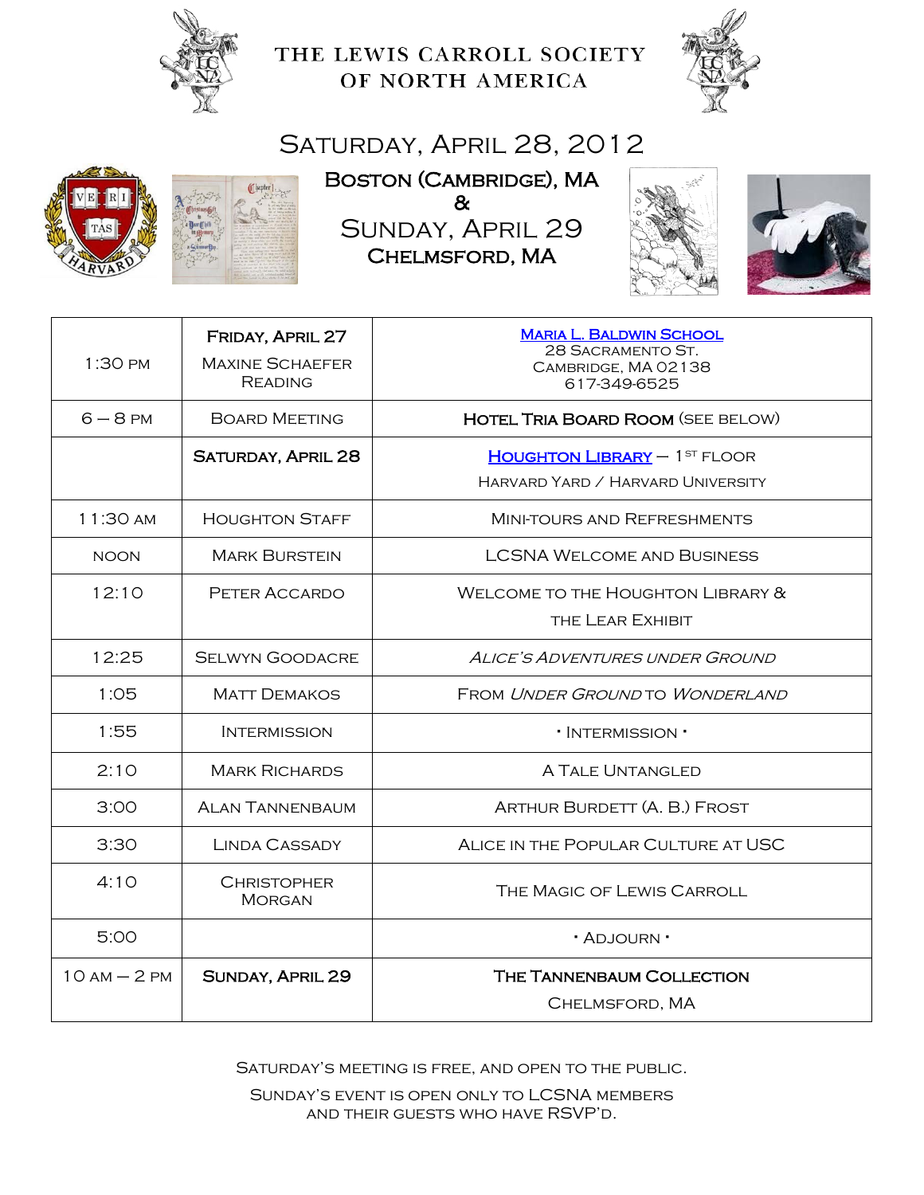# THE LEWIS CARROLL SOCIETY OF NORTH AMERICA

## SATURDAY, APRIL 28, 2012

### BOSTON (CAMBRIDGE), MA
&
### SUNDAY, APRIL 29
### CHELMSFORD, MA

| | | |
|---|---|---|
| 1:30 PM | **FRIDAY, APRIL 27**<br>MAXINE SCHAEFER READING | MARIA L. BALDWIN SCHOOL<br>28 SACRAMENTO ST.<br>CAMBRIDGE, MA 02138<br>617-349-6525 |
| 6 – 8 PM | BOARD MEETING | **HOTEL TRIA BOARD ROOM** (SEE BELOW) |
| | **SATURDAY, APRIL 28** | HOUGHTON LIBRARY – 1ST FLOOR<br>HARVARD YARD / HARVARD UNIVERSITY |
| 11:30 AM | HOUGHTON STAFF | MINI-TOURS AND REFRESHMENTS |
| NOON | MARK BURSTEIN | LCSNA WELCOME AND BUSINESS |
| 12:10 | PETER ACCARDO | WELCOME TO THE HOUGHTON LIBRARY & THE LEAR EXHIBIT |
| 12:25 | SELWYN GOODACRE | *ALICE'S ADVENTURES UNDER GROUND* |
| 1:05 | MATT DEMAKOS | FROM *UNDER GROUND* TO *WONDERLAND* |
| 1:55 | INTERMISSION | · INTERMISSION · |
| 2:10 | MARK RICHARDS | A TALE UNTANGLED |
| 3:00 | ALAN TANNENBAUM | ARTHUR BURDETT (A. B.) FROST |
| 3:30 | LINDA CASSADY | ALICE IN THE POPULAR CULTURE AT USC |
| 4:10 | CHRISTOPHER MORGAN | THE MAGIC OF LEWIS CARROLL |
| 5:00 | | · ADJOURN · |
| 10 AM – 2 PM | **SUNDAY, APRIL 29** | **THE TANNENBAUM COLLECTION**<br>CHELMSFORD, MA |

SATURDAY'S MEETING IS FREE, AND OPEN TO THE PUBLIC.

SUNDAY'S EVENT IS OPEN ONLY TO LCSNA MEMBERS AND THEIR GUESTS WHO HAVE RSVP'D.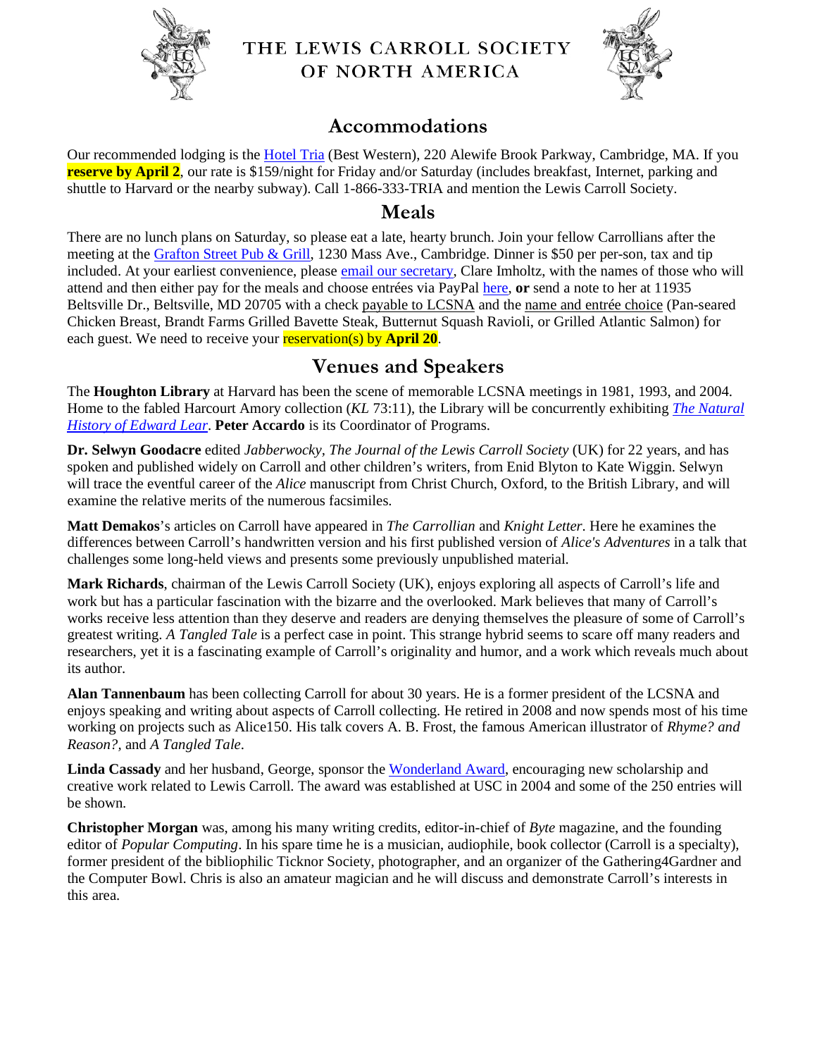# THE LEWIS CARROLL SOCIETY OF NORTH AMERICA

## Accommodations

Our recommended lodging is the Hotel Tria (Best Western), 220 Alewife Brook Parkway, Cambridge, MA. If you **reserve by April 2**, our rate is $159/night for Friday and/or Saturday (includes breakfast, Internet, parking and shuttle to Harvard or the nearby subway). Call 1-866-333-TRIA and mention the Lewis Carroll Society.

## Meals

There are no lunch plans on Saturday, so please eat a late, hearty brunch. Join your fellow Carrollians after the meeting at the Grafton Street Pub & Grill, 1230 Mass Ave., Cambridge. Dinner is $50 per per-son, tax and tip included. At your earliest convenience, please email our secretary, Clare Imholtz, with the names of those who will attend and then either pay for the meals and choose entrées via PayPal here, **or** send a note to her at 11935 Beltsville Dr., Beltsville, MD 20705 with a check payable to LCSNA and the name and entrée choice (Pan-seared Chicken Breast, Brandt Farms Grilled Bavette Steak, Butternut Squash Ravioli, or Grilled Atlantic Salmon) for each guest. We need to receive your reservation(s) by **April 20**.

## Venues and Speakers

The **Houghton Library** at Harvard has been the scene of memorable LCSNA meetings in 1981, 1993, and 2004. Home to the fabled Harcourt Amory collection (*KL* 73:11), the Library will be concurrently exhibiting *The Natural History of Edward Lear*. **Peter Accardo** is its Coordinator of Programs.

**Dr. Selwyn Goodacre** edited *Jabberwocky*, *The Journal of the Lewis Carroll Society* (UK) for 22 years, and has spoken and published widely on Carroll and other children's writers, from Enid Blyton to Kate Wiggin. Selwyn will trace the eventful career of the *Alice* manuscript from Christ Church, Oxford, to the British Library, and will examine the relative merits of the numerous facsimiles.

**Matt Demakos**'s articles on Carroll have appeared in *The Carrollian* and *Knight Letter*. Here he examines the differences between Carroll's handwritten version and his first published version of *Alice's Adventures* in a talk that challenges some long-held views and presents some previously unpublished material.

**Mark Richards**, chairman of the Lewis Carroll Society (UK), enjoys exploring all aspects of Carroll's life and work but has a particular fascination with the bizarre and the overlooked. Mark believes that many of Carroll's works receive less attention than they deserve and readers are denying themselves the pleasure of some of Carroll's greatest writing. *A Tangled Tale* is a perfect case in point. This strange hybrid seems to scare off many readers and researchers, yet it is a fascinating example of Carroll's originality and humor, and a work which reveals much about its author.

**Alan Tannenbaum** has been collecting Carroll for about 30 years. He is a former president of the LCSNA and enjoys speaking and writing about aspects of Carroll collecting. He retired in 2008 and now spends most of his time working on projects such as Alice150. His talk covers A. B. Frost, the famous American illustrator of *Rhyme? and Reason?*, and *A Tangled Tale*.

**Linda Cassady** and her husband, George, sponsor the Wonderland Award, encouraging new scholarship and creative work related to Lewis Carroll. The award was established at USC in 2004 and some of the 250 entries will be shown.

**Christopher Morgan** was, among his many writing credits, editor-in-chief of *Byte* magazine, and the founding editor of *Popular Computing*. In his spare time he is a musician, audiophile, book collector (Carroll is a specialty), former president of the bibliophilic Ticknor Society, photographer, and an organizer of the Gathering4Gardner and the Computer Bowl. Chris is also an amateur magician and he will discuss and demonstrate Carroll's interests in this area.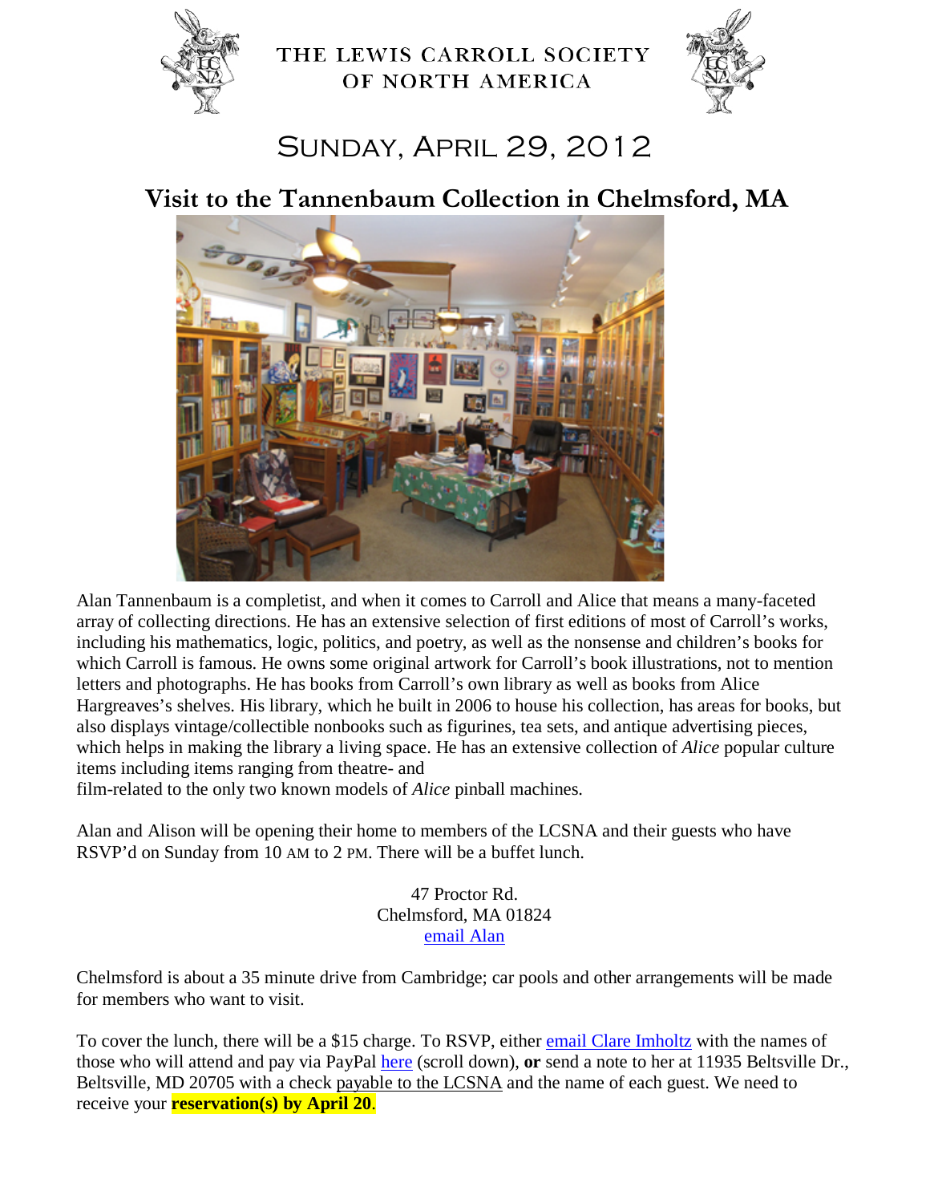# THE LEWIS CARROLL SOCIETY OF NORTH AMERICA

## SUNDAY, APRIL 29, 2012

## Visit to the Tannenbaum Collection in Chelmsford, MA

Alan Tannenbaum is a completist, and when it comes to Carroll and Alice that means a many-faceted array of collecting directions. He has an extensive selection of first editions of most of Carroll's works, including his mathematics, logic, politics, and poetry, as well as the nonsense and children's books for which Carroll is famous. He owns some original artwork for Carroll's book illustrations, not to mention letters and photographs. He has books from Carroll's own library as well as books from Alice Hargreaves's shelves. His library, which he built in 2006 to house his collection, has areas for books, but also displays vintage/collectible nonbooks such as figurines, tea sets, and antique advertising pieces, which helps in making the library a living space. He has an extensive collection of *Alice* popular culture items including items ranging from theatre- and film-related to the only two known models of *Alice* pinball machines.

Alan and Alison will be opening their home to members of the LCSNA and their guests who have RSVP'd on Sunday from 10 AM to 2 PM. There will be a buffet lunch.

47 Proctor Rd.
Chelmsford, MA 01824
email Alan

Chelmsford is about a 35 minute drive from Cambridge; car pools and other arrangements will be made for members who want to visit.

To cover the lunch, there will be a $15 charge. To RSVP, either email Clare Imholtz with the names of those who will attend and pay via PayPal here (scroll down), **or** send a note to her at 11935 Beltsville Dr., Beltsville, MD 20705 with a check payable to the LCSNA and the name of each guest. We need to receive your **reservation(s) by April 20**.